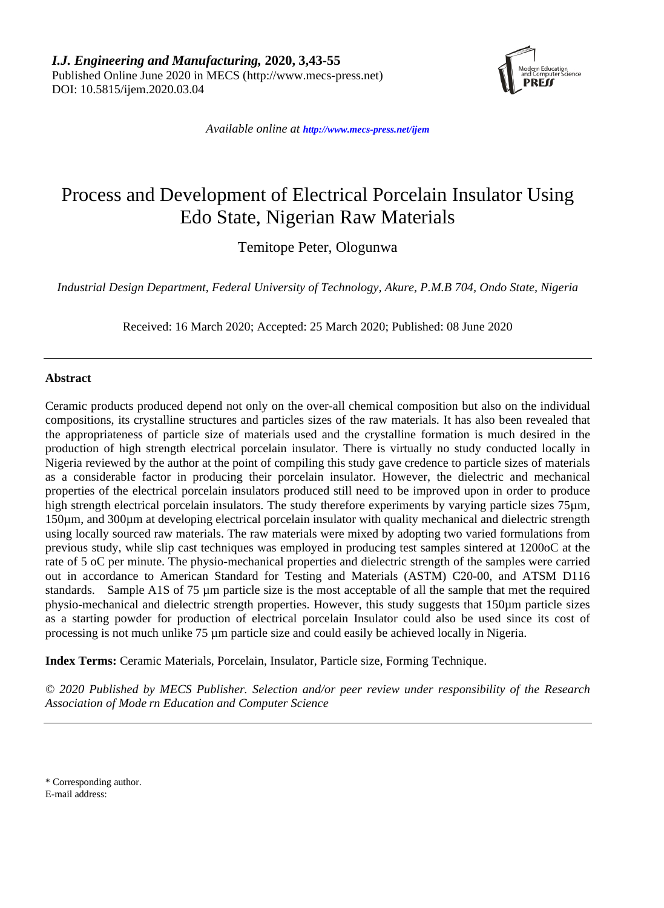*I.J. Engineering and Manufacturing,* **2020, 3,43-55**
Published Online June 2020 in MECS (http://www.mecs-press.net)
DOI: 10.5815/ijem.2020.03.04

*Available online at http://www.mecs-press.net/ijem*

# Process and Development of Electrical Porcelain Insulator Using Edo State, Nigerian Raw Materials

Temitope Peter, Ologunwa

*Industrial Design Department, Federal University of Technology, Akure, P.M.B 704, Ondo State, Nigeria*

Received: 16 March 2020; Accepted: 25 March 2020; Published: 08 June 2020

---

## Abstract

Ceramic products produced depend not only on the over-all chemical composition but also on the individual compositions, its crystalline structures and particles sizes of the raw materials. It has also been revealed that the appropriateness of particle size of materials used and the crystalline formation is much desired in the production of high strength electrical porcelain insulator. There is virtually no study conducted locally in Nigeria reviewed by the author at the point of compiling this study gave credence to particle sizes of materials as a considerable factor in producing their porcelain insulator. However, the dielectric and mechanical properties of the electrical porcelain insulators produced still need to be improved upon in order to produce high strength electrical porcelain insulators. The study therefore experiments by varying particle sizes 75µm, 150µm, and 300µm at developing electrical porcelain insulator with quality mechanical and dielectric strength using locally sourced raw materials. The raw materials were mixed by adopting two varied formulations from previous study, while slip cast techniques was employed in producing test samples sintered at 1200oC at the rate of 5 oC per minute. The physio-mechanical properties and dielectric strength of the samples were carried out in accordance to American Standard for Testing and Materials (ASTM) C20-00, and ATSM D116 standards. Sample A1S of 75 µm particle size is the most acceptable of all the sample that met the required physio-mechanical and dielectric strength properties. However, this study suggests that 150µm particle sizes as a starting powder for production of electrical porcelain Insulator could also be used since its cost of processing is not much unlike 75 µm particle size and could easily be achieved locally in Nigeria.

**Index Terms:** Ceramic Materials, Porcelain, Insulator, Particle size, Forming Technique.

*© 2020 Published by MECS Publisher. Selection and/or peer review under responsibility of the Research Association of Mode rn Education and Computer Science*

---

\* Corresponding author.
E-mail address: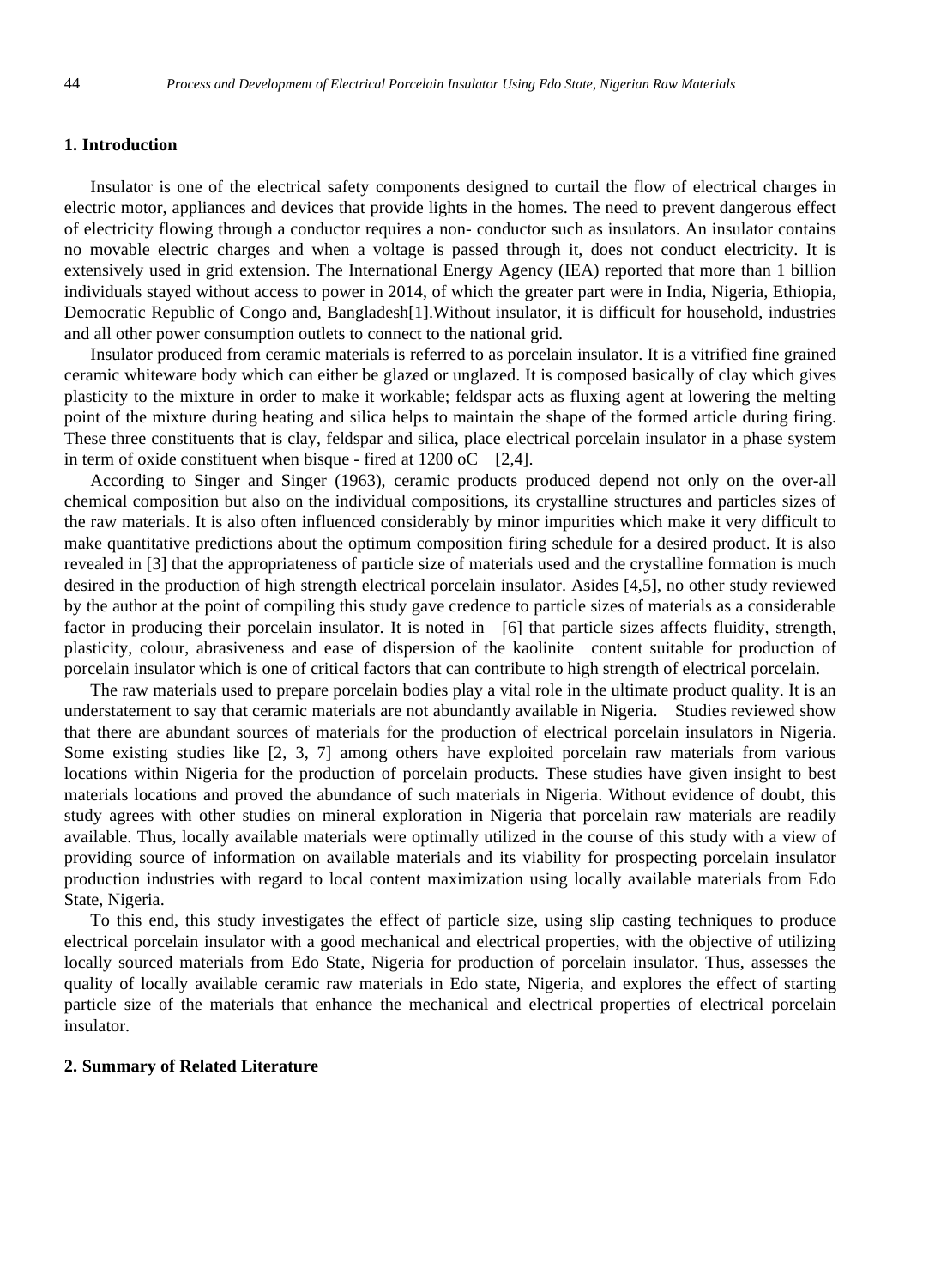## 1. Introduction

Insulator is one of the electrical safety components designed to curtail the flow of electrical charges in electric motor, appliances and devices that provide lights in the homes. The need to prevent dangerous effect of electricity flowing through a conductor requires a non- conductor such as insulators. An insulator contains no movable electric charges and when a voltage is passed through it, does not conduct electricity. It is extensively used in grid extension. The International Energy Agency (IEA) reported that more than 1 billion individuals stayed without access to power in 2014, of which the greater part were in India, Nigeria, Ethiopia, Democratic Republic of Congo and, Bangladesh[1].Without insulator, it is difficult for household, industries and all other power consumption outlets to connect to the national grid.

Insulator produced from ceramic materials is referred to as porcelain insulator. It is a vitrified fine grained ceramic whiteware body which can either be glazed or unglazed. It is composed basically of clay which gives plasticity to the mixture in order to make it workable; feldspar acts as fluxing agent at lowering the melting point of the mixture during heating and silica helps to maintain the shape of the formed article during firing. These three constituents that is clay, feldspar and silica, place electrical porcelain insulator in a phase system in term of oxide constituent when bisque - fired at 1200 oC [2,4].

According to Singer and Singer (1963), ceramic products produced depend not only on the over-all chemical composition but also on the individual compositions, its crystalline structures and particles sizes of the raw materials. It is also often influenced considerably by minor impurities which make it very difficult to make quantitative predictions about the optimum composition firing schedule for a desired product. It is also revealed in [3] that the appropriateness of particle size of materials used and the crystalline formation is much desired in the production of high strength electrical porcelain insulator. Asides [4,5], no other study reviewed by the author at the point of compiling this study gave credence to particle sizes of materials as a considerable factor in producing their porcelain insulator. It is noted in [6] that particle sizes affects fluidity, strength, plasticity, colour, abrasiveness and ease of dispersion of the kaolinite content suitable for production of porcelain insulator which is one of critical factors that can contribute to high strength of electrical porcelain.

The raw materials used to prepare porcelain bodies play a vital role in the ultimate product quality. It is an understatement to say that ceramic materials are not abundantly available in Nigeria. Studies reviewed show that there are abundant sources of materials for the production of electrical porcelain insulators in Nigeria. Some existing studies like [2, 3, 7] among others have exploited porcelain raw materials from various locations within Nigeria for the production of porcelain products. These studies have given insight to best materials locations and proved the abundance of such materials in Nigeria. Without evidence of doubt, this study agrees with other studies on mineral exploration in Nigeria that porcelain raw materials are readily available. Thus, locally available materials were optimally utilized in the course of this study with a view of providing source of information on available materials and its viability for prospecting porcelain insulator production industries with regard to local content maximization using locally available materials from Edo State, Nigeria.

To this end, this study investigates the effect of particle size, using slip casting techniques to produce electrical porcelain insulator with a good mechanical and electrical properties, with the objective of utilizing locally sourced materials from Edo State, Nigeria for production of porcelain insulator. Thus, assesses the quality of locally available ceramic raw materials in Edo state, Nigeria, and explores the effect of starting particle size of the materials that enhance the mechanical and electrical properties of electrical porcelain insulator.

## 2. Summary of Related Literature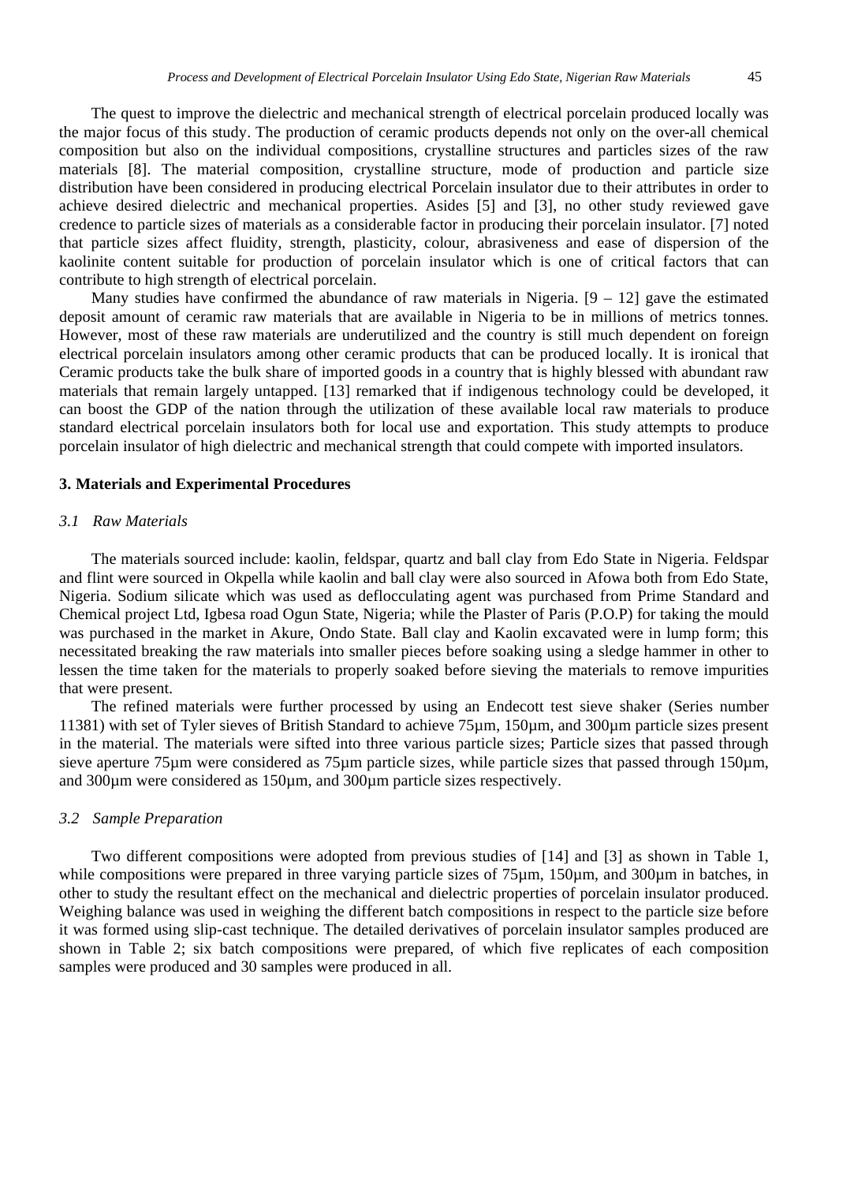The quest to improve the dielectric and mechanical strength of electrical porcelain produced locally was the major focus of this study. The production of ceramic products depends not only on the over-all chemical composition but also on the individual compositions, crystalline structures and particles sizes of the raw materials [8]. The material composition, crystalline structure, mode of production and particle size distribution have been considered in producing electrical Porcelain insulator due to their attributes in order to achieve desired dielectric and mechanical properties. Asides [5] and [3], no other study reviewed gave credence to particle sizes of materials as a considerable factor in producing their porcelain insulator. [7] noted that particle sizes affect fluidity, strength, plasticity, colour, abrasiveness and ease of dispersion of the kaolinite content suitable for production of porcelain insulator which is one of critical factors that can contribute to high strength of electrical porcelain.

Many studies have confirmed the abundance of raw materials in Nigeria. [9 – 12] gave the estimated deposit amount of ceramic raw materials that are available in Nigeria to be in millions of metrics tonnes. However, most of these raw materials are underutilized and the country is still much dependent on foreign electrical porcelain insulators among other ceramic products that can be produced locally. It is ironical that Ceramic products take the bulk share of imported goods in a country that is highly blessed with abundant raw materials that remain largely untapped. [13] remarked that if indigenous technology could be developed, it can boost the GDP of the nation through the utilization of these available local raw materials to produce standard electrical porcelain insulators both for local use and exportation. This study attempts to produce porcelain insulator of high dielectric and mechanical strength that could compete with imported insulators.

## 3. Materials and Experimental Procedures

### *3.1 Raw Materials*

The materials sourced include: kaolin, feldspar, quartz and ball clay from Edo State in Nigeria. Feldspar and flint were sourced in Okpella while kaolin and ball clay were also sourced in Afowa both from Edo State, Nigeria. Sodium silicate which was used as deflocculating agent was purchased from Prime Standard and Chemical project Ltd, Igbesa road Ogun State, Nigeria; while the Plaster of Paris (P.O.P) for taking the mould was purchased in the market in Akure, Ondo State. Ball clay and Kaolin excavated were in lump form; this necessitated breaking the raw materials into smaller pieces before soaking using a sledge hammer in other to lessen the time taken for the materials to properly soaked before sieving the materials to remove impurities that were present.

The refined materials were further processed by using an Endecott test sieve shaker (Series number 11381) with set of Tyler sieves of British Standard to achieve 75µm, 150µm, and 300µm particle sizes present in the material. The materials were sifted into three various particle sizes; Particle sizes that passed through sieve aperture 75µm were considered as 75µm particle sizes, while particle sizes that passed through 150µm, and 300µm were considered as 150µm, and 300µm particle sizes respectively.

### *3.2 Sample Preparation*

Two different compositions were adopted from previous studies of [14] and [3] as shown in Table 1, while compositions were prepared in three varying particle sizes of 75µm, 150µm, and 300µm in batches, in other to study the resultant effect on the mechanical and dielectric properties of porcelain insulator produced. Weighing balance was used in weighing the different batch compositions in respect to the particle size before it was formed using slip-cast technique. The detailed derivatives of porcelain insulator samples produced are shown in Table 2; six batch compositions were prepared, of which five replicates of each composition samples were produced and 30 samples were produced in all.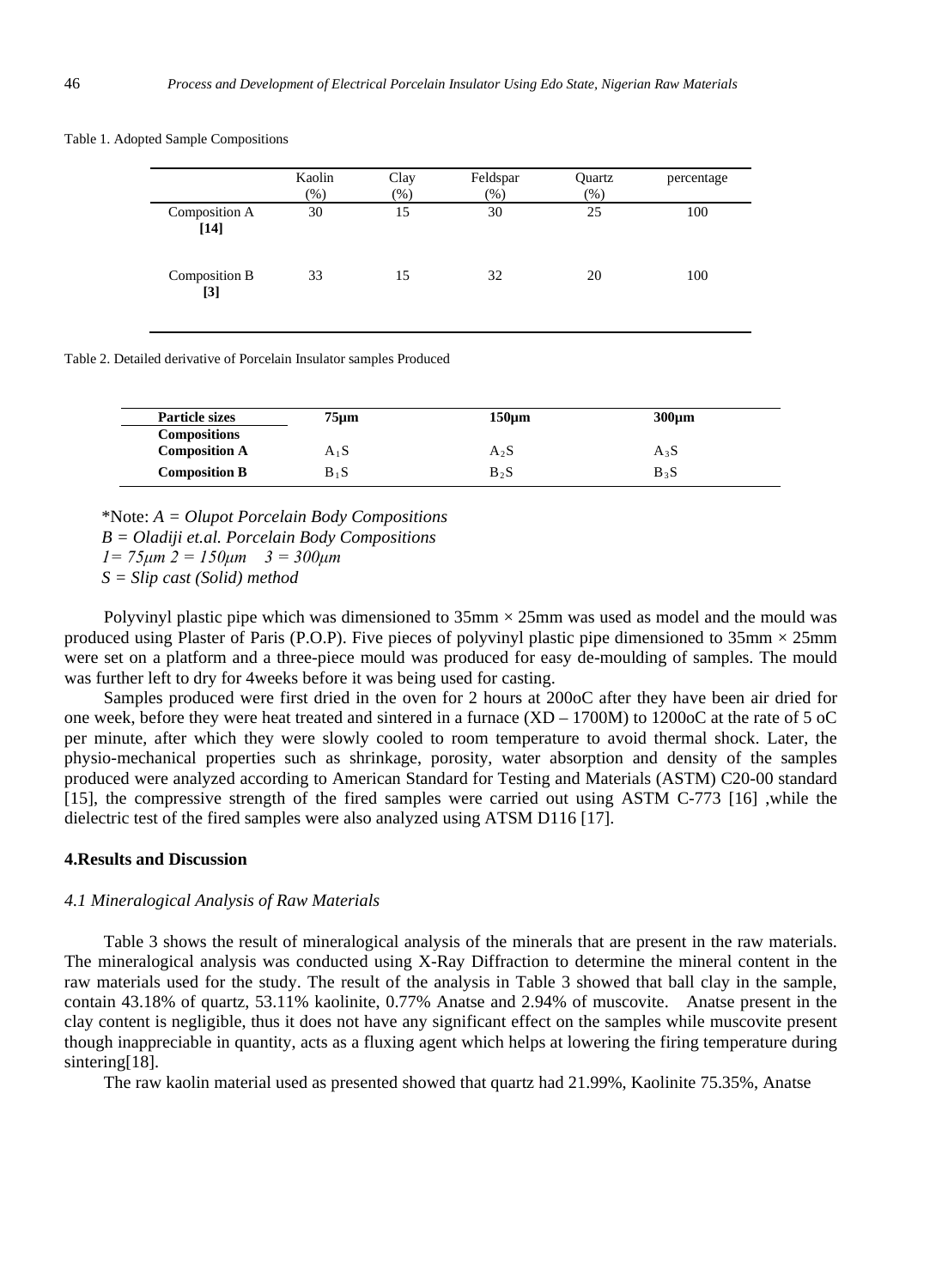Table 1. Adopted Sample Compositions

| | Kaolin (%) | Clay (%) | Feldspar (%) | Quartz (%) | percentage |
|---|---|---|---|---|---|
| Composition A **[14]** | 30 | 15 | 30 | 25 | 100 |
| Composition B **[3]** | 33 | 15 | 32 | 20 | 100 |

Table 2. Detailed derivative of Porcelain Insulator samples Produced

| **Particle sizes** / **Compositions** | **75µm** | **150µm** | **300µm** |
|---|---|---|---|
| **Composition A** | $A_1S$ | $A_2S$ | $A_3S$ |
| **Composition B** | $B_1S$ | $B_2S$ | $B_3S$ |

*Note: *A = Olupot Porcelain Body Compositions*

*B = Oladiji et.al. Porcelain Body Compositions*

*1= 75µm 2 = 150µm 3 = 300µm*

*S = Slip cast (Solid) method*

Polyvinyl plastic pipe which was dimensioned to 35mm × 25mm was used as model and the mould was produced using Plaster of Paris (P.O.P). Five pieces of polyvinyl plastic pipe dimensioned to 35mm × 25mm were set on a platform and a three-piece mould was produced for easy de-moulding of samples. The mould was further left to dry for 4weeks before it was being used for casting.

Samples produced were first dried in the oven for 2 hours at 200oC after they have been air dried for one week, before they were heat treated and sintered in a furnace (XD – 1700M) to 1200oC at the rate of 5 oC per minute, after which they were slowly cooled to room temperature to avoid thermal shock. Later, the physio-mechanical properties such as shrinkage, porosity, water absorption and density of the samples produced were analyzed according to American Standard for Testing and Materials (ASTM) C20-00 standard [15], the compressive strength of the fired samples were carried out using ASTM C-773 [16] ,while the dielectric test of the fired samples were also analyzed using ATSM D116 [17].

## 4.Results and Discussion

### *4.1 Mineralogical Analysis of Raw Materials*

Table 3 shows the result of mineralogical analysis of the minerals that are present in the raw materials. The mineralogical analysis was conducted using X-Ray Diffraction to determine the mineral content in the raw materials used for the study. The result of the analysis in Table 3 showed that ball clay in the sample, contain 43.18% of quartz, 53.11% kaolinite, 0.77% Anatse and 2.94% of muscovite. Anatse present in the clay content is negligible, thus it does not have any significant effect on the samples while muscovite present though inappreciable in quantity, acts as a fluxing agent which helps at lowering the firing temperature during sintering[18].

The raw kaolin material used as presented showed that quartz had 21.99%, Kaolinite 75.35%, Anatse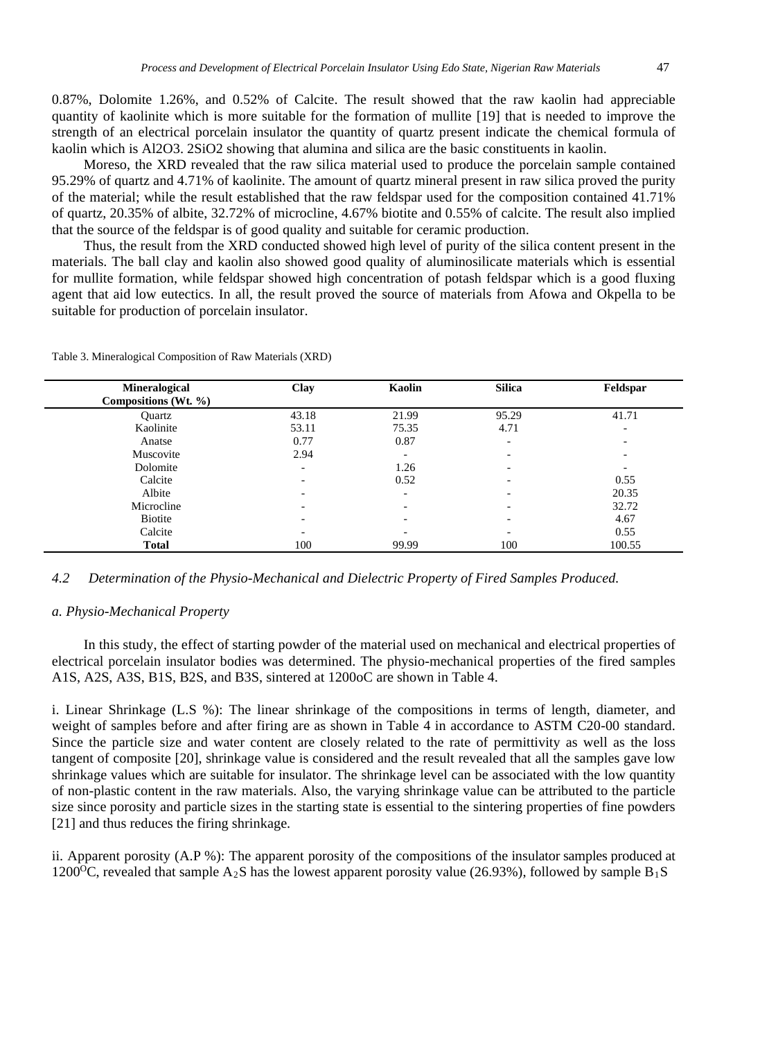0.87%, Dolomite 1.26%, and 0.52% of Calcite. The result showed that the raw kaolin had appreciable quantity of kaolinite which is more suitable for the formation of mullite [19] that is needed to improve the strength of an electrical porcelain insulator the quantity of quartz present indicate the chemical formula of kaolin which is Al2O3. 2SiO2 showing that alumina and silica are the basic constituents in kaolin.

Moreso, the XRD revealed that the raw silica material used to produce the porcelain sample contained 95.29% of quartz and 4.71% of kaolinite. The amount of quartz mineral present in raw silica proved the purity of the material; while the result established that the raw feldspar used for the composition contained 41.71% of quartz, 20.35% of albite, 32.72% of microcline, 4.67% biotite and 0.55% of calcite. The result also implied that the source of the feldspar is of good quality and suitable for ceramic production.

Thus, the result from the XRD conducted showed high level of purity of the silica content present in the materials. The ball clay and kaolin also showed good quality of aluminosilicate materials which is essential for mullite formation, while feldspar showed high concentration of potash feldspar which is a good fluxing agent that aid low eutectics. In all, the result proved the source of materials from Afowa and Okpella to be suitable for production of porcelain insulator.

Table 3. Mineralogical Composition of Raw Materials (XRD)

| **Mineralogical Compositions (Wt. %)** | **Clay** | **Kaolin** | **Silica** | **Feldspar** |
|---|---|---|---|---|
| Quartz | 43.18 | 21.99 | 95.29 | 41.71 |
| Kaolinite | 53.11 | 75.35 | 4.71 | - |
| Anatse | 0.77 | 0.87 | - | - |
| Muscovite | 2.94 | - | - | - |
| Dolomite | - | 1.26 | - | - |
| Calcite | - | 0.52 | - | 0.55 |
| Albite | - | - | - | 20.35 |
| Microcline | - | - | - | 32.72 |
| Biotite | - | - | - | 4.67 |
| Calcite | - | - | - | 0.55 |
| **Total** | 100 | 99.99 | 100 | 100.55 |

### *4.2 Determination of the Physio-Mechanical and Dielectric Property of Fired Samples Produced.*

#### *a. Physio-Mechanical Property*

In this study, the effect of starting powder of the material used on mechanical and electrical properties of electrical porcelain insulator bodies was determined. The physio-mechanical properties of the fired samples A1S, A2S, A3S, B1S, B2S, and B3S, sintered at 1200oC are shown in Table 4.

i. Linear Shrinkage (L.S %): The linear shrinkage of the compositions in terms of length, diameter, and weight of samples before and after firing are as shown in Table 4 in accordance to ASTM C20-00 standard. Since the particle size and water content are closely related to the rate of permittivity as well as the loss tangent of composite [20], shrinkage value is considered and the result revealed that all the samples gave low shrinkage values which are suitable for insulator. The shrinkage level can be associated with the low quantity of non-plastic content in the raw materials. Also, the varying shrinkage value can be attributed to the particle size since porosity and particle sizes in the starting state is essential to the sintering properties of fine powders [21] and thus reduces the firing shrinkage.

ii. Apparent porosity (A.P %): The apparent porosity of the compositions of the insulator samples produced at $1200^{O}$C, revealed that sample $A_2S$ has the lowest apparent porosity value (26.93%), followed by sample $B_1S$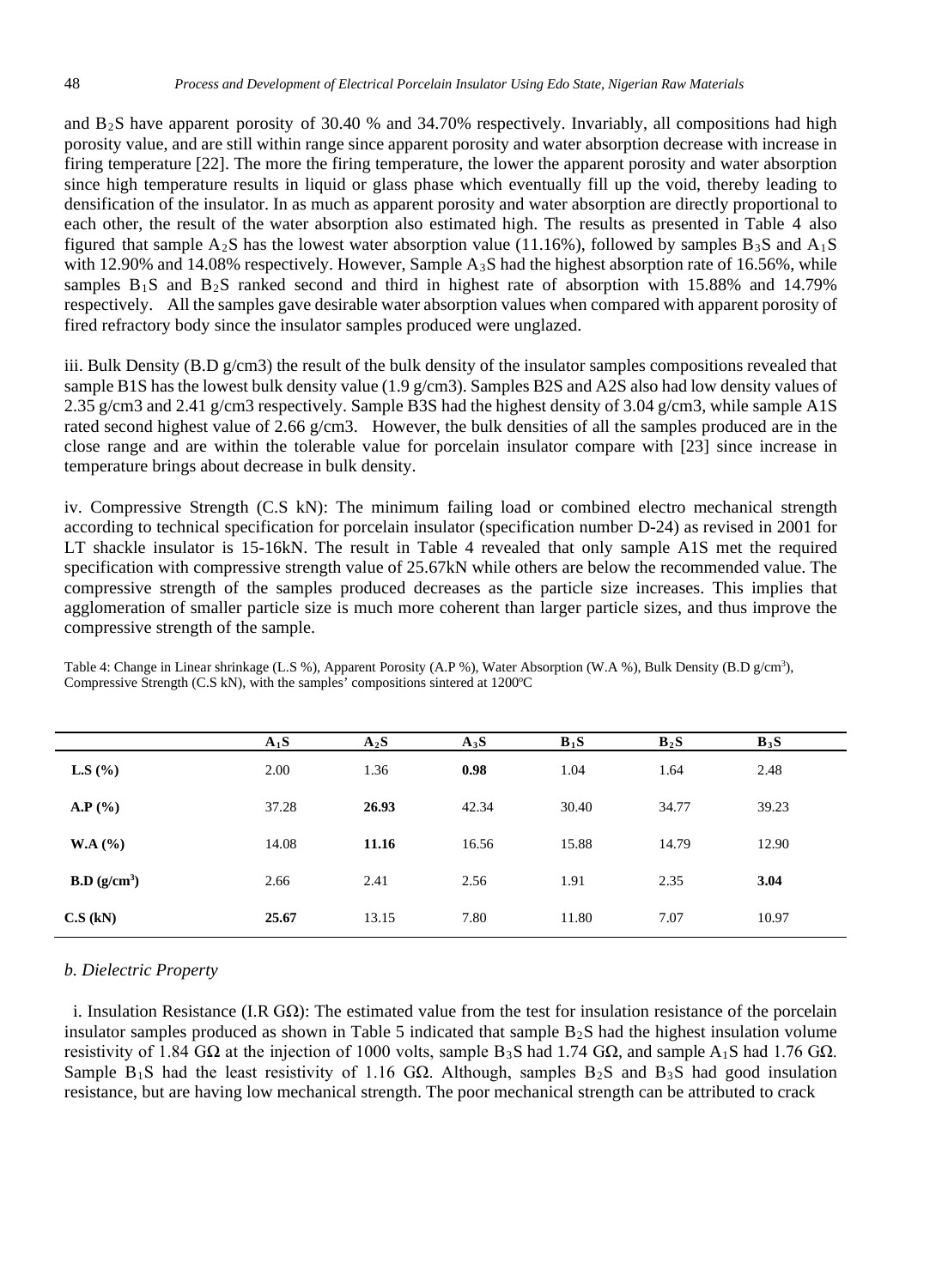and $B_2S$ have apparent porosity of 30.40 % and 34.70% respectively. Invariably, all compositions had high porosity value, and are still within range since apparent porosity and water absorption decrease with increase in firing temperature [22]. The more the firing temperature, the lower the apparent porosity and water absorption since high temperature results in liquid or glass phase which eventually fill up the void, thereby leading to densification of the insulator. In as much as apparent porosity and water absorption are directly proportional to each other, the result of the water absorption also estimated high. The results as presented in Table 4 also figured that sample $A_2S$ has the lowest water absorption value (11.16%), followed by samples $B_3S$ and $A_1S$ with 12.90% and 14.08% respectively. However, Sample $A_3S$ had the highest absorption rate of 16.56%, while samples $B_1S$ and $B_2S$ ranked second and third in highest rate of absorption with 15.88% and 14.79% respectively. All the samples gave desirable water absorption values when compared with apparent porosity of fired refractory body since the insulator samples produced were unglazed.

iii. Bulk Density (B.D g/cm3) the result of the bulk density of the insulator samples compositions revealed that sample B1S has the lowest bulk density value (1.9 g/cm3). Samples B2S and A2S also had low density values of 2.35 g/cm3 and 2.41 g/cm3 respectively. Sample B3S had the highest density of 3.04 g/cm3, while sample A1S rated second highest value of 2.66 g/cm3. However, the bulk densities of all the samples produced are in the close range and are within the tolerable value for porcelain insulator compare with [23] since increase in temperature brings about decrease in bulk density.

iv. Compressive Strength (C.S kN): The minimum failing load or combined electro mechanical strength according to technical specification for porcelain insulator (specification number D-24) as revised in 2001 for LT shackle insulator is 15-16kN. The result in Table 4 revealed that only sample A1S met the required specification with compressive strength value of 25.67kN while others are below the recommended value. The compressive strength of the samples produced decreases as the particle size increases. This implies that agglomeration of smaller particle size is much more coherent than larger particle sizes, and thus improve the compressive strength of the sample.

Table 4: Change in Linear shrinkage (L.S %), Apparent Porosity (A.P %), Water Absorption (W.A %), Bulk Density (B.D g/cm$^3$), Compressive Strength (C.S kN), with the samples' compositions sintered at 1200ºC

| | $A_1S$ | $A_2S$ | $A_3S$ | $B_1S$ | $B_2S$ | $B_3S$ |
|---|---|---|---|---|---|---|
| **L.S (%)** | 2.00 | 1.36 | **0.98** | 1.04 | 1.64 | 2.48 |
| **A.P (%)** | 37.28 | **26.93** | 42.34 | 30.40 | 34.77 | 39.23 |
| **W.A (%)** | 14.08 | **11.16** | 16.56 | 15.88 | 14.79 | 12.90 |
| **B.D (g/cm$^3$)** | 2.66 | 2.41 | 2.56 | 1.91 | 2.35 | **3.04** |
| **C.S (kN)** | **25.67** | 13.15 | 7.80 | 11.80 | 7.07 | 10.97 |

*b. Dielectric Property*

i. Insulation Resistance (I.R GΩ): The estimated value from the test for insulation resistance of the porcelain insulator samples produced as shown in Table 5 indicated that sample $B_2S$ had the highest insulation volume resistivity of 1.84 GΩ at the injection of 1000 volts, sample $B_3S$ had 1.74 GΩ, and sample $A_1S$ had 1.76 GΩ. Sample $B_1S$ had the least resistivity of 1.16 GΩ. Although, samples $B_2S$ and $B_3S$ had good insulation resistance, but are having low mechanical strength. The poor mechanical strength can be attributed to crack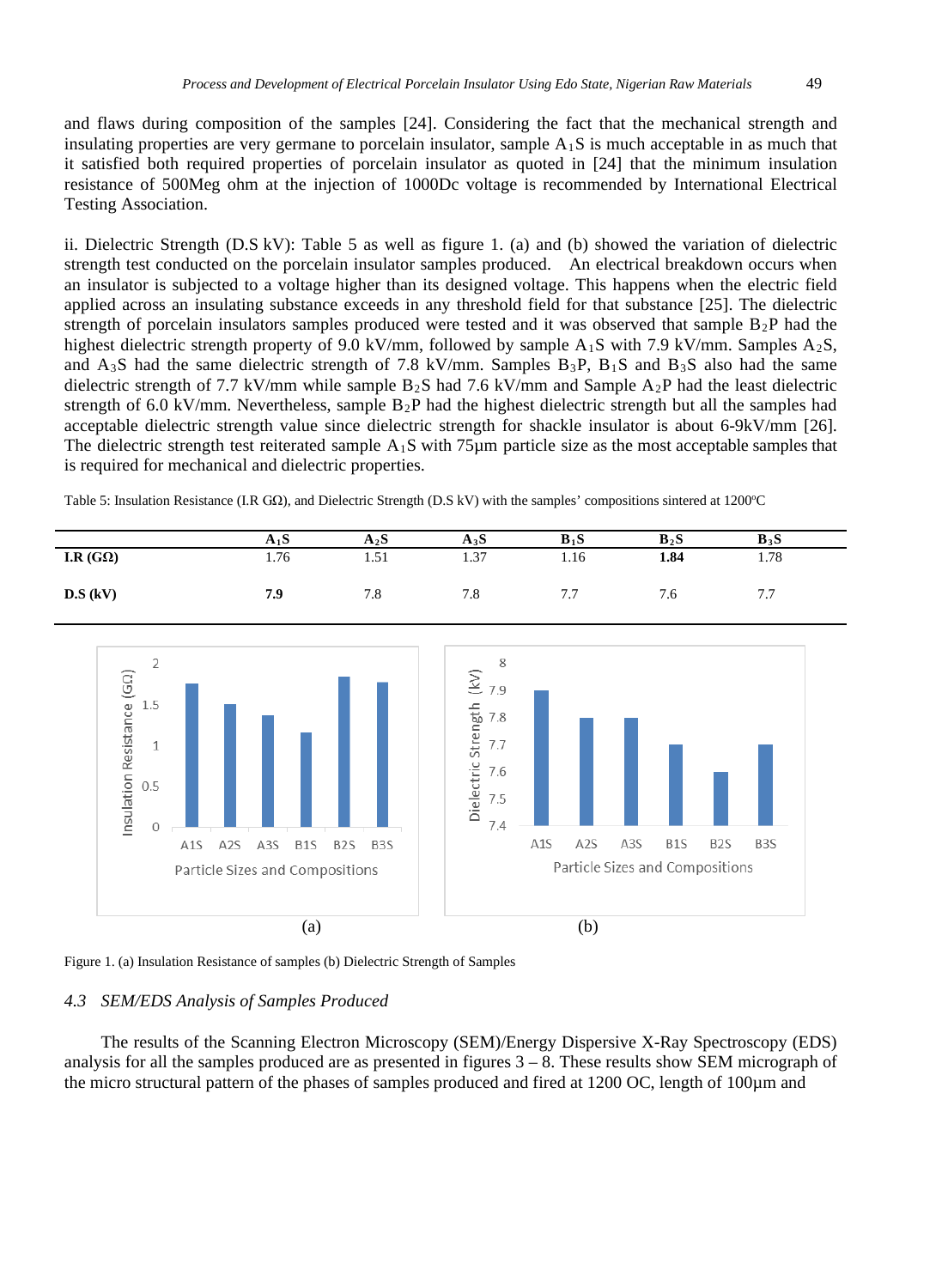and flaws during composition of the samples [24]. Considering the fact that the mechanical strength and insulating properties are very germane to porcelain insulator, sample $A_1S$ is much acceptable in as much that it satisfied both required properties of porcelain insulator as quoted in [24] that the minimum insulation resistance of 500Meg ohm at the injection of 1000Dc voltage is recommended by International Electrical Testing Association.

ii. Dielectric Strength (D.S kV): Table 5 as well as figure 1. (a) and (b) showed the variation of dielectric strength test conducted on the porcelain insulator samples produced. An electrical breakdown occurs when an insulator is subjected to a voltage higher than its designed voltage. This happens when the electric field applied across an insulating substance exceeds in any threshold field for that substance [25]. The dielectric strength of porcelain insulators samples produced were tested and it was observed that sample $B_2P$ had the highest dielectric strength property of 9.0 kV/mm, followed by sample $A_1S$ with 7.9 kV/mm. Samples $A_2S$, and $A_3S$ had the same dielectric strength of 7.8 kV/mm. Samples $B_3P$, $B_1S$ and $B_3S$ also had the same dielectric strength of 7.7 kV/mm while sample $B_2S$ had 7.6 kV/mm and Sample $A_2P$ had the least dielectric strength of 6.0 kV/mm. Nevertheless, sample $B_2P$ had the highest dielectric strength but all the samples had acceptable dielectric strength value since dielectric strength for shackle insulator is about 6-9kV/mm [26]. The dielectric strength test reiterated sample $A_1S$ with 75µm particle size as the most acceptable samples that is required for mechanical and dielectric properties.

Table 5: Insulation Resistance (I.R GΩ), and Dielectric Strength (D.S kV) with the samples' compositions sintered at 1200ºC

| | $A_1S$ | $A_2S$ | $A_3S$ | $B_1S$ | $B_2S$ | $B_3S$ |
|---|---|---|---|---|---|---|
| **I.R (GΩ)** | 1.76 | 1.51 | 1.37 | 1.16 | **1.84** | 1.78 |
| **D.S (kV)** | **7.9** | 7.8 | 7.8 | 7.7 | 7.6 | 7.7 |

Insulation Resistance (GΩ)
2
1.5
1
0.5
0
A1S A2S A3S B1S B2S B3S
Particle Sizes and Compositions

(a)

Dielectric Strength (kV)
8
7.9
7.8
7.7
7.6
7.5
7.4
A1S A2S A3S B1S B2S B3S
Particle Sizes and Compositions

(b)

Figure 1. (a) Insulation Resistance of samples (b) Dielectric Strength of Samples

### *4.3 SEM/EDS Analysis of Samples Produced*

The results of the Scanning Electron Microscopy (SEM)/Energy Dispersive X-Ray Spectroscopy (EDS) analysis for all the samples produced are as presented in figures 3 – 8. These results show SEM micrograph of the micro structural pattern of the phases of samples produced and fired at 1200 OC, length of 100µm and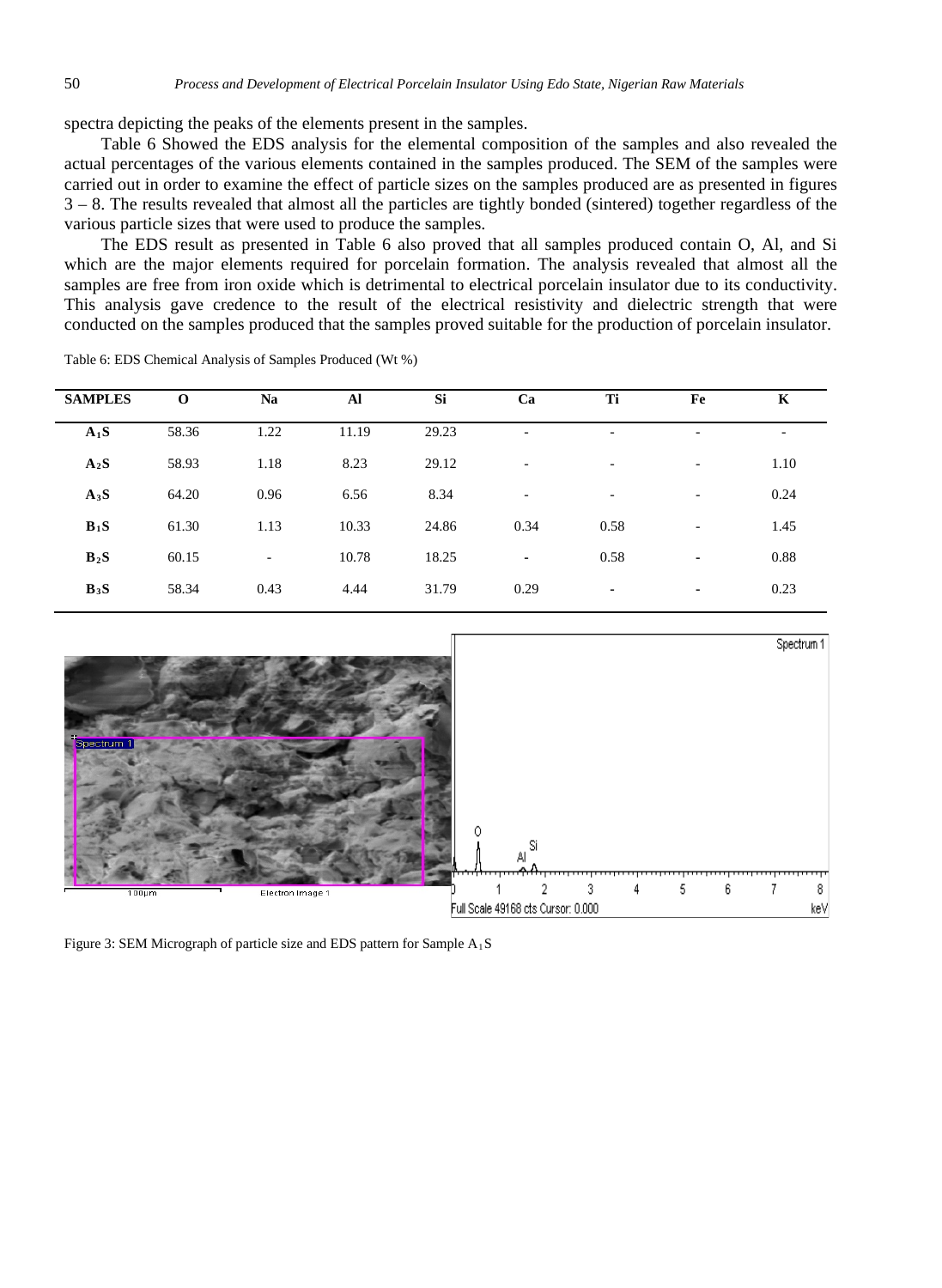spectra depicting the peaks of the elements present in the samples.

Table 6 Showed the EDS analysis for the elemental composition of the samples and also revealed the actual percentages of the various elements contained in the samples produced. The SEM of the samples were carried out in order to examine the effect of particle sizes on the samples produced are as presented in figures 3 – 8. The results revealed that almost all the particles are tightly bonded (sintered) together regardless of the various particle sizes that were used to produce the samples.

The EDS result as presented in Table 6 also proved that all samples produced contain O, Al, and Si which are the major elements required for porcelain formation. The analysis revealed that almost all the samples are free from iron oxide which is detrimental to electrical porcelain insulator due to its conductivity. This analysis gave credence to the result of the electrical resistivity and dielectric strength that were conducted on the samples produced that the samples proved suitable for the production of porcelain insulator.

Table 6: EDS Chemical Analysis of Samples Produced (Wt %)

| SAMPLES | O | Na | Al | Si | Ca | Ti | Fe | K |
|---|---|---|---|---|---|---|---|---|
| **$A_1S$** | 58.36 | 1.22 | 11.19 | 29.23 | - | - | - | - |
| **$A_2S$** | 58.93 | 1.18 | 8.23 | 29.12 | - | - | - | 1.10 |
| **$A_3S$** | 64.20 | 0.96 | 6.56 | 8.34 | - | - | - | 0.24 |
| **$B_1S$** | 61.30 | 1.13 | 10.33 | 24.86 | 0.34 | 0.58 | - | 1.45 |
| **$B_2S$** | 60.15 | - | 10.78 | 18.25 | - | 0.58 | - | 0.88 |
| **$B_3S$** | 58.34 | 0.43 | 4.44 | 31.79 | 0.29 | - | - | 0.23 |

Spectrum 1

100µm

Electron Image 1

O

Al

Si

0 1 2 3 4 5 6 7 8

Full Scale 49168 cts Cursor: 0.000

keV

Figure 3: SEM Micrograph of particle size and EDS pattern for Sample $A_1S$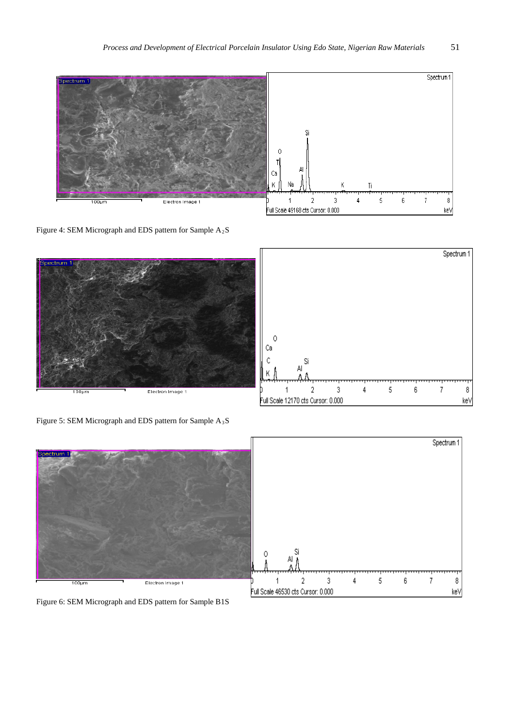Spectrum 1

Si

O

Ti

Ca

Al

K

Na

K

Ti

100µm

Electron Image 1

0 1 2 3 4 5 6 7 8

Full Scale 49168 cts Cursor: 0.000

keV

Figure 4: SEM Micrograph and EDS pattern for Sample $A_2S$

Spectrum 1

O

Ca

C

K

Al

Si

100µm

Electron Image 1

0 1 2 3 4 5 6 7 8

Full Scale 12170 cts Cursor: 0.000

keV

Figure 5: SEM Micrograph and EDS pattern for Sample $A_3S$

Spectrum 1

O

Al

Si

100µm

Electron Image 1

0 1 2 3 4 5 6 7 8

Full Scale 46530 cts Cursor: 0.000

keV

Figure 6: SEM Micrograph and EDS pattern for Sample B1S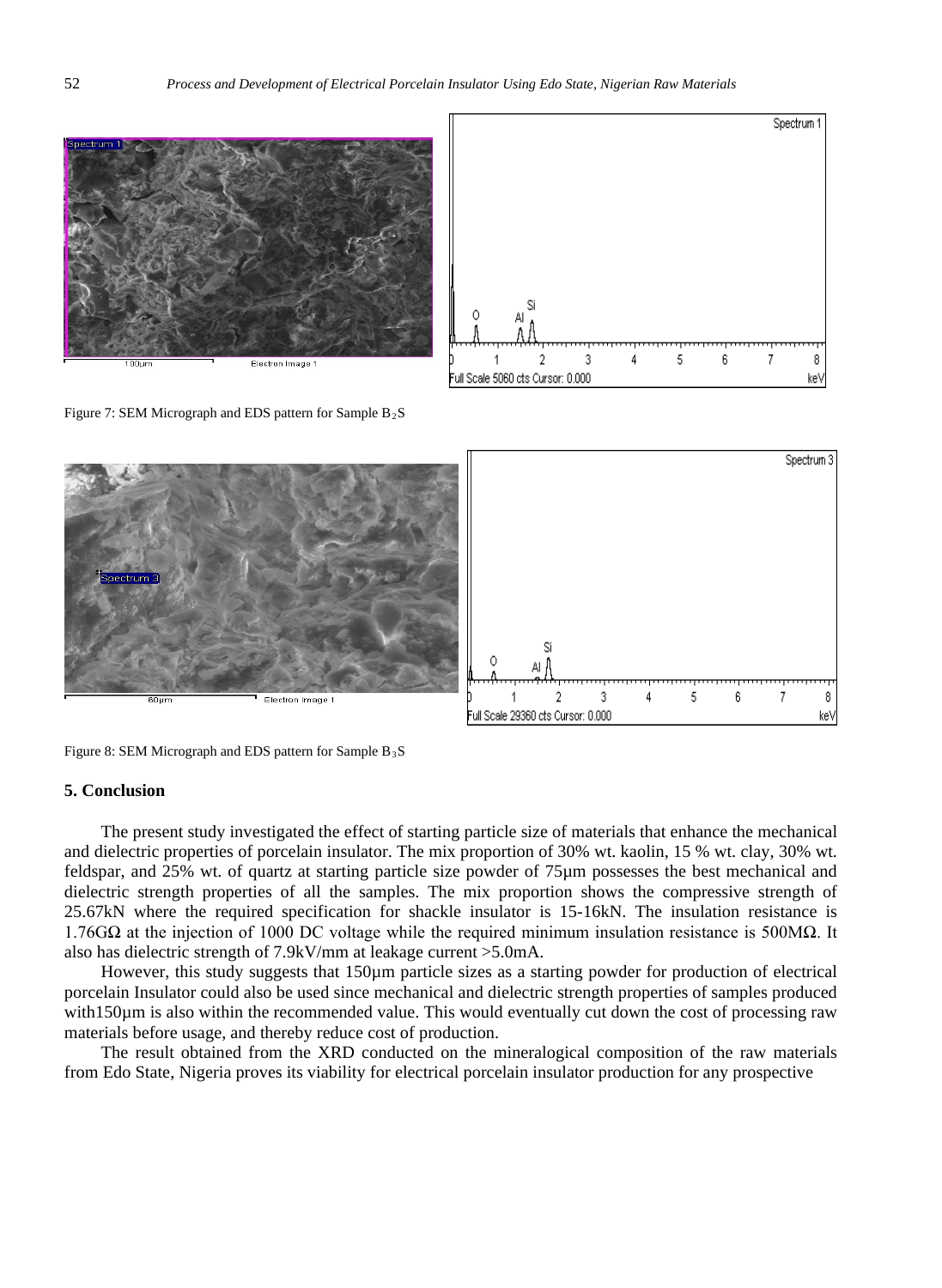Figure 7: SEM Micrograph and EDS pattern for Sample $B_2S$

Figure 8: SEM Micrograph and EDS pattern for Sample $B_3S$

## 5. Conclusion

The present study investigated the effect of starting particle size of materials that enhance the mechanical and dielectric properties of porcelain insulator. The mix proportion of 30% wt. kaolin, 15 % wt. clay, 30% wt. feldspar, and 25% wt. of quartz at starting particle size powder of 75µm possesses the best mechanical and dielectric strength properties of all the samples. The mix proportion shows the compressive strength of 25.67kN where the required specification for shackle insulator is 15-16kN. The insulation resistance is 1.76GΩ at the injection of 1000 DC voltage while the required minimum insulation resistance is 500MΩ. It also has dielectric strength of 7.9kV/mm at leakage current >5.0mA.

However, this study suggests that 150µm particle sizes as a starting powder for production of electrical porcelain Insulator could also be used since mechanical and dielectric strength properties of samples produced with150µm is also within the recommended value. This would eventually cut down the cost of processing raw materials before usage, and thereby reduce cost of production.

The result obtained from the XRD conducted on the mineralogical composition of the raw materials from Edo State, Nigeria proves its viability for electrical porcelain insulator production for any prospective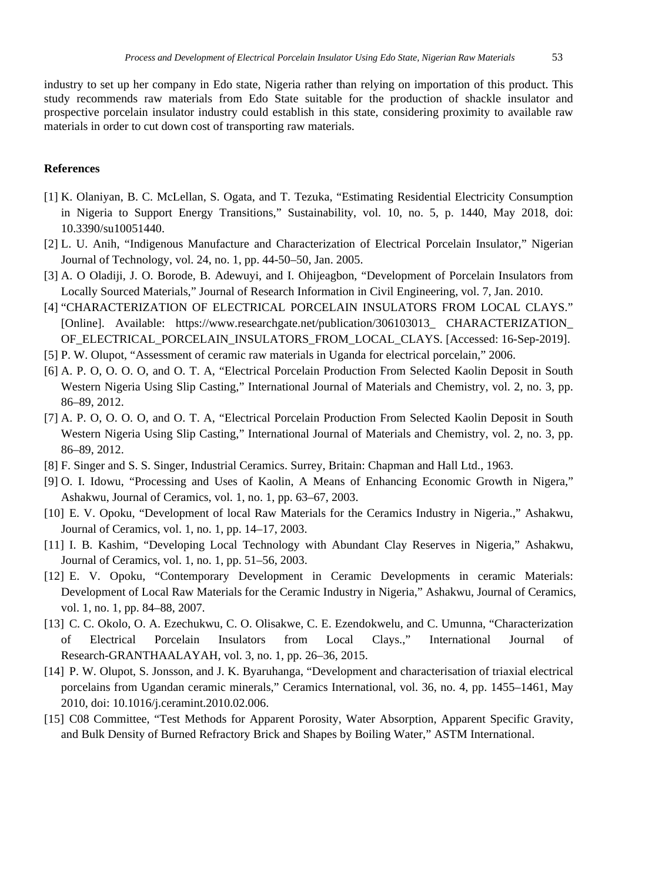industry to set up her company in Edo state, Nigeria rather than relying on importation of this product. This study recommends raw materials from Edo State suitable for the production of shackle insulator and prospective porcelain insulator industry could establish in this state, considering proximity to available raw materials in order to cut down cost of transporting raw materials.

## References

[1] K. Olaniyan, B. C. McLellan, S. Ogata, and T. Tezuka, "Estimating Residential Electricity Consumption in Nigeria to Support Energy Transitions," Sustainability, vol. 10, no. 5, p. 1440, May 2018, doi: 10.3390/su10051440.

[2] L. U. Anih, "Indigenous Manufacture and Characterization of Electrical Porcelain Insulator," Nigerian Journal of Technology, vol. 24, no. 1, pp. 44-50–50, Jan. 2005.

[3] A. O Oladiji, J. O. Borode, B. Adewuyi, and I. Ohijeagbon, "Development of Porcelain Insulators from Locally Sourced Materials," Journal of Research Information in Civil Engineering, vol. 7, Jan. 2010.

[4] "CHARACTERIZATION OF ELECTRICAL PORCELAIN INSULATORS FROM LOCAL CLAYS." [Online]. Available: https://www.researchgate.net/publication/306103013_ CHARACTERIZATION_ OF_ELECTRICAL_PORCELAIN_INSULATORS_FROM_LOCAL_CLAYS. [Accessed: 16-Sep-2019].

[5] P. W. Olupot, "Assessment of ceramic raw materials in Uganda for electrical porcelain," 2006.

[6] A. P. O, O. O. O, and O. T. A, "Electrical Porcelain Production From Selected Kaolin Deposit in South Western Nigeria Using Slip Casting," International Journal of Materials and Chemistry, vol. 2, no. 3, pp. 86–89, 2012.

[7] A. P. O, O. O. O, and O. T. A, "Electrical Porcelain Production From Selected Kaolin Deposit in South Western Nigeria Using Slip Casting," International Journal of Materials and Chemistry, vol. 2, no. 3, pp. 86–89, 2012.

[8] F. Singer and S. S. Singer, Industrial Ceramics. Surrey, Britain: Chapman and Hall Ltd., 1963.

[9] O. I. Idowu, "Processing and Uses of Kaolin, A Means of Enhancing Economic Growth in Nigera," Ashakwu, Journal of Ceramics, vol. 1, no. 1, pp. 63–67, 2003.

[10] E. V. Opoku, "Development of local Raw Materials for the Ceramics Industry in Nigeria.," Ashakwu, Journal of Ceramics, vol. 1, no. 1, pp. 14–17, 2003.

[11] I. B. Kashim, "Developing Local Technology with Abundant Clay Reserves in Nigeria," Ashakwu, Journal of Ceramics, vol. 1, no. 1, pp. 51–56, 2003.

[12] E. V. Opoku, "Contemporary Development in Ceramic Developments in ceramic Materials: Development of Local Raw Materials for the Ceramic Industry in Nigeria," Ashakwu, Journal of Ceramics, vol. 1, no. 1, pp. 84–88, 2007.

[13] C. C. Okolo, O. A. Ezechukwu, C. O. Olisakwe, C. E. Ezendokwelu, and C. Umunna, "Characterization of Electrical Porcelain Insulators from Local Clays.," International Journal of Research-GRANTHAALAYAH, vol. 3, no. 1, pp. 26–36, 2015.

[14] P. W. Olupot, S. Jonsson, and J. K. Byaruhanga, "Development and characterisation of triaxial electrical porcelains from Ugandan ceramic minerals," Ceramics International, vol. 36, no. 4, pp. 1455–1461, May 2010, doi: 10.1016/j.ceramint.2010.02.006.

[15] C08 Committee, "Test Methods for Apparent Porosity, Water Absorption, Apparent Specific Gravity, and Bulk Density of Burned Refractory Brick and Shapes by Boiling Water," ASTM International.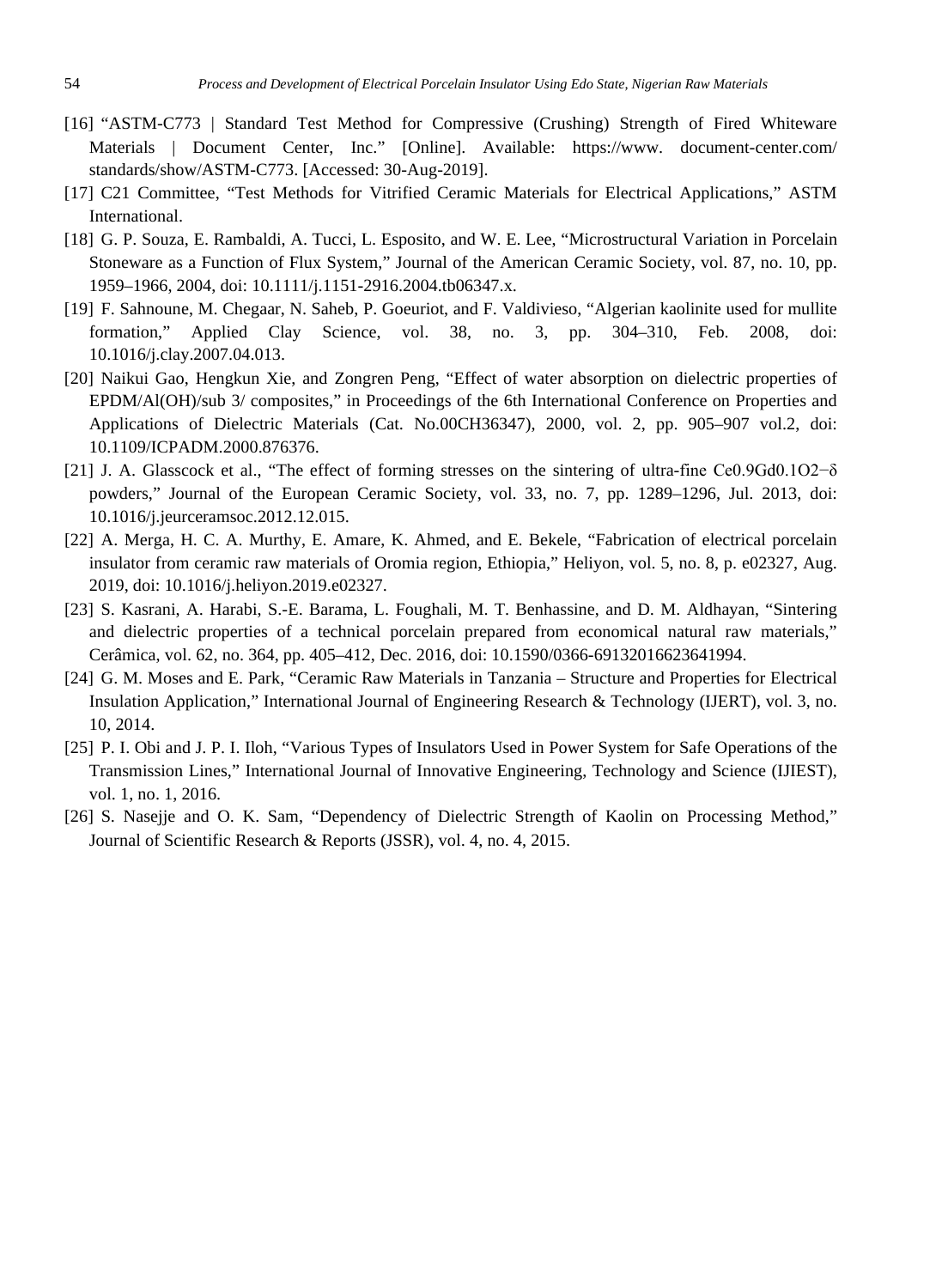[16] "ASTM-C773 | Standard Test Method for Compressive (Crushing) Strength of Fired Whiteware Materials | Document Center, Inc." [Online]. Available: https://www. document-center.com/ standards/show/ASTM-C773. [Accessed: 30-Aug-2019].

[17] C21 Committee, "Test Methods for Vitrified Ceramic Materials for Electrical Applications," ASTM International.

[18] G. P. Souza, E. Rambaldi, A. Tucci, L. Esposito, and W. E. Lee, "Microstructural Variation in Porcelain Stoneware as a Function of Flux System," Journal of the American Ceramic Society, vol. 87, no. 10, pp. 1959–1966, 2004, doi: 10.1111/j.1151-2916.2004.tb06347.x.

[19] F. Sahnoune, M. Chegaar, N. Saheb, P. Goeuriot, and F. Valdivieso, "Algerian kaolinite used for mullite formation," Applied Clay Science, vol. 38, no. 3, pp. 304–310, Feb. 2008, doi: 10.1016/j.clay.2007.04.013.

[20] Naikui Gao, Hengkun Xie, and Zongren Peng, "Effect of water absorption on dielectric properties of EPDM/Al(OH)/sub 3/ composites," in Proceedings of the 6th International Conference on Properties and Applications of Dielectric Materials (Cat. No.00CH36347), 2000, vol. 2, pp. 905–907 vol.2, doi: 10.1109/ICPADM.2000.876376.

[21] J. A. Glasscock et al., "The effect of forming stresses on the sintering of ultra-fine $Ce_{0.9}Gd_{0.1}O_{2-\delta}$ powders," Journal of the European Ceramic Society, vol. 33, no. 7, pp. 1289–1296, Jul. 2013, doi: 10.1016/j.jeurceramsoc.2012.12.015.

[22] A. Merga, H. C. A. Murthy, E. Amare, K. Ahmed, and E. Bekele, "Fabrication of electrical porcelain insulator from ceramic raw materials of Oromia region, Ethiopia," Heliyon, vol. 5, no. 8, p. e02327, Aug. 2019, doi: 10.1016/j.heliyon.2019.e02327.

[23] S. Kasrani, A. Harabi, S.-E. Barama, L. Foughali, M. T. Benhassine, and D. M. Aldhayan, "Sintering and dielectric properties of a technical porcelain prepared from economical natural raw materials," Cerâmica, vol. 62, no. 364, pp. 405–412, Dec. 2016, doi: 10.1590/0366-69132016623641994.

[24] G. M. Moses and E. Park, "Ceramic Raw Materials in Tanzania – Structure and Properties for Electrical Insulation Application," International Journal of Engineering Research & Technology (IJERT), vol. 3, no. 10, 2014.

[25] P. I. Obi and J. P. I. Iloh, "Various Types of Insulators Used in Power System for Safe Operations of the Transmission Lines," International Journal of Innovative Engineering, Technology and Science (IJIEST), vol. 1, no. 1, 2016.

[26] S. Nasejje and O. K. Sam, "Dependency of Dielectric Strength of Kaolin on Processing Method," Journal of Scientific Research & Reports (JSSR), vol. 4, no. 4, 2015.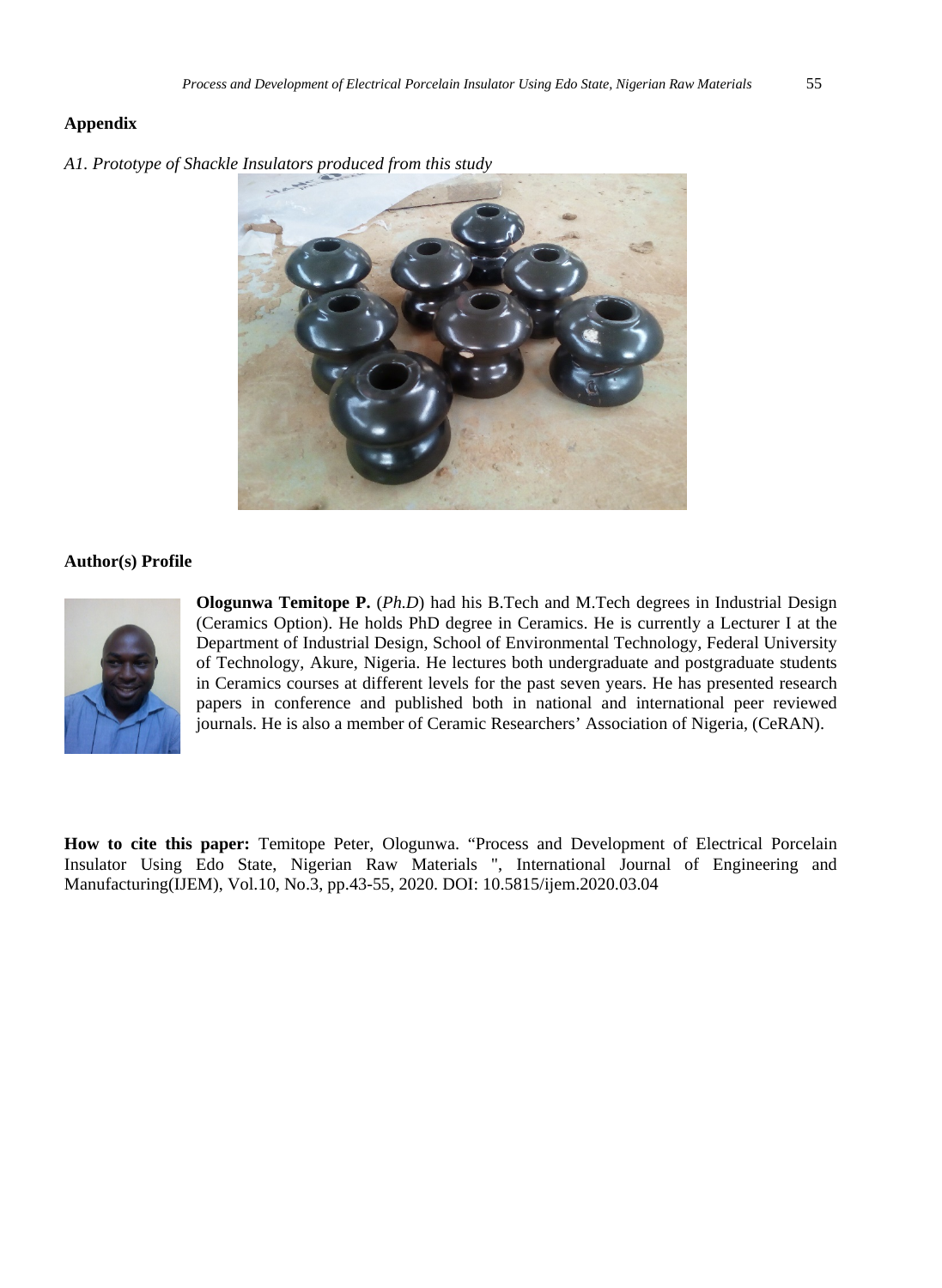## Appendix

*A1. Prototype of Shackle Insulators produced from this study*

## Author(s) Profile

**Ologunwa Temitope P.** (*Ph.D*) had his B.Tech and M.Tech degrees in Industrial Design (Ceramics Option). He holds PhD degree in Ceramics. He is currently a Lecturer I at the Department of Industrial Design, School of Environmental Technology, Federal University of Technology, Akure, Nigeria. He lectures both undergraduate and postgraduate students in Ceramics courses at different levels for the past seven years. He has presented research papers in conference and published both in national and international peer reviewed journals. He is also a member of Ceramic Researchers' Association of Nigeria, (CeRAN).

**How to cite this paper:** Temitope Peter, Ologunwa. "Process and Development of Electrical Porcelain Insulator Using Edo State, Nigerian Raw Materials ", International Journal of Engineering and Manufacturing(IJEM), Vol.10, No.3, pp.43-55, 2020. DOI: 10.5815/ijem.2020.03.04